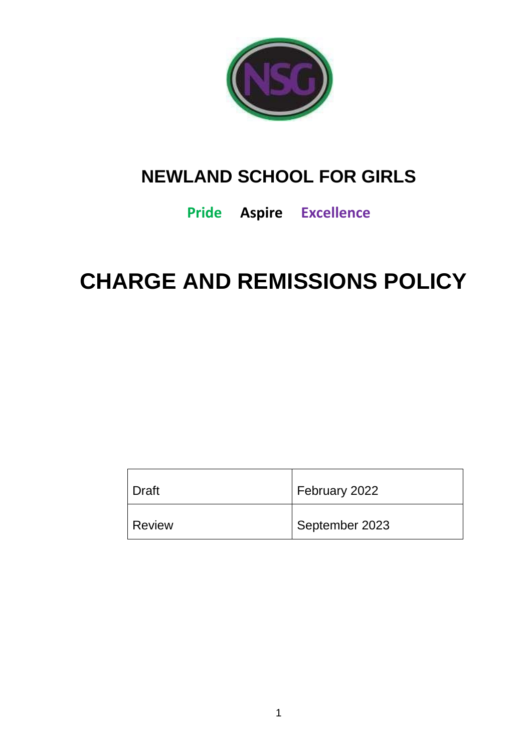# NEWLAND SCHOOL FOR GIRLS

**Pride Aspire Excellence**

# CHARGE AND REMISSIONS POLICY

| Draft | February 2022 |
|---|---|
| Review | September 2023 |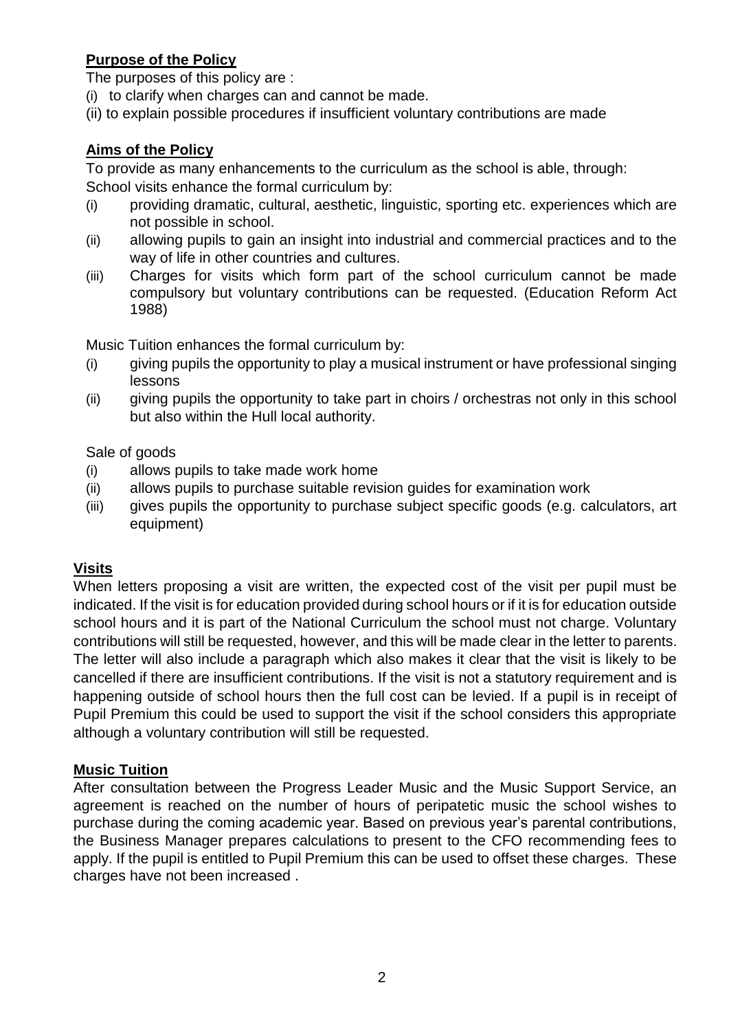## Purpose of the Policy

The purposes of this policy are :

(i) to clarify when charges can and cannot be made.

(ii) to explain possible procedures if insufficient voluntary contributions are made

## Aims of the Policy

To provide as many enhancements to the curriculum as the school is able, through:

School visits enhance the formal curriculum by:

(i) providing dramatic, cultural, aesthetic, linguistic, sporting etc. experiences which are not possible in school.

(ii) allowing pupils to gain an insight into industrial and commercial practices and to the way of life in other countries and cultures.

(iii) Charges for visits which form part of the school curriculum cannot be made compulsory but voluntary contributions can be requested. (Education Reform Act 1988)

Music Tuition enhances the formal curriculum by:

(i) giving pupils the opportunity to play a musical instrument or have professional singing lessons

(ii) giving pupils the opportunity to take part in choirs / orchestras not only in this school but also within the Hull local authority.

Sale of goods

(i) allows pupils to take made work home

(ii) allows pupils to purchase suitable revision guides for examination work

(iii) gives pupils the opportunity to purchase subject specific goods (e.g. calculators, art equipment)

## Visits

When letters proposing a visit are written, the expected cost of the visit per pupil must be indicated. If the visit is for education provided during school hours or if it is for education outside school hours and it is part of the National Curriculum the school must not charge. Voluntary contributions will still be requested, however, and this will be made clear in the letter to parents. The letter will also include a paragraph which also makes it clear that the visit is likely to be cancelled if there are insufficient contributions. If the visit is not a statutory requirement and is happening outside of school hours then the full cost can be levied. If a pupil is in receipt of Pupil Premium this could be used to support the visit if the school considers this appropriate although a voluntary contribution will still be requested.

## Music Tuition

After consultation between the Progress Leader Music and the Music Support Service, an agreement is reached on the number of hours of peripatetic music the school wishes to purchase during the coming academic year. Based on previous year's parental contributions, the Business Manager prepares calculations to present to the CFO recommending fees to apply. If the pupil is entitled to Pupil Premium this can be used to offset these charges. These charges have not been increased .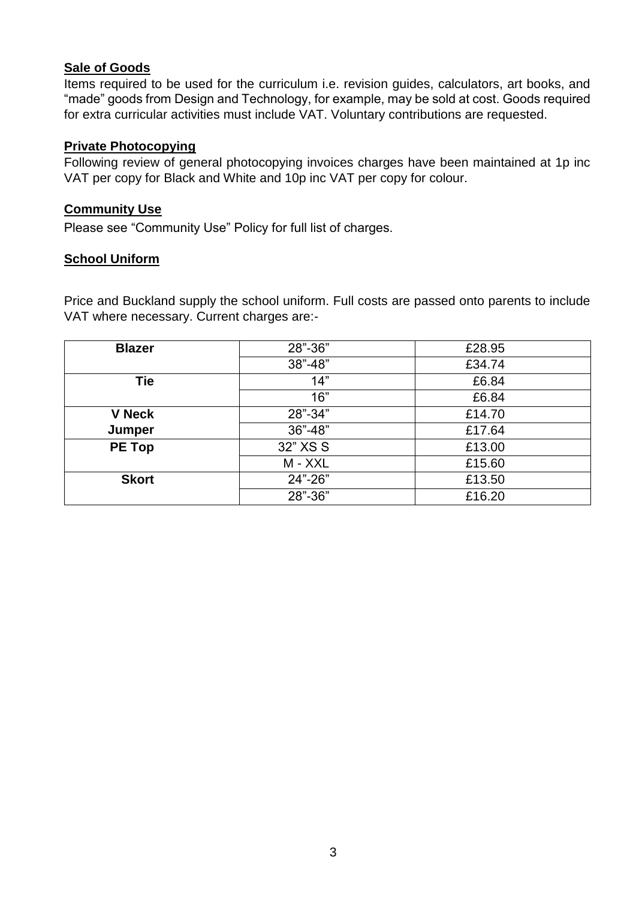**Sale of Goods**

Items required to be used for the curriculum i.e. revision guides, calculators, art books, and "made" goods from Design and Technology, for example, may be sold at cost. Goods required for extra curricular activities must include VAT. Voluntary contributions are requested.

**Private Photocopying**

Following review of general photocopying invoices charges have been maintained at 1p inc VAT per copy for Black and White and 10p inc VAT per copy for colour.

**Community Use**

Please see "Community Use" Policy for full list of charges.

**School Uniform**

Price and Buckland supply the school uniform. Full costs are passed onto parents to include VAT where necessary. Current charges are:-

| | | |
|---|---|---|
| **Blazer** | 28"-36" | £28.95 |
| | 38"-48" | £34.74 |
| **Tie** | 14" | £6.84 |
| | 16" | £6.84 |
| **V Neck Jumper** | 28"-34" | £14.70 |
| | 36"-48" | £17.64 |
| **PE Top** | 32" XS S | £13.00 |
| | M - XXL | £15.60 |
| **Skort** | 24"-26" | £13.50 |
| | 28"-36" | £16.20 |